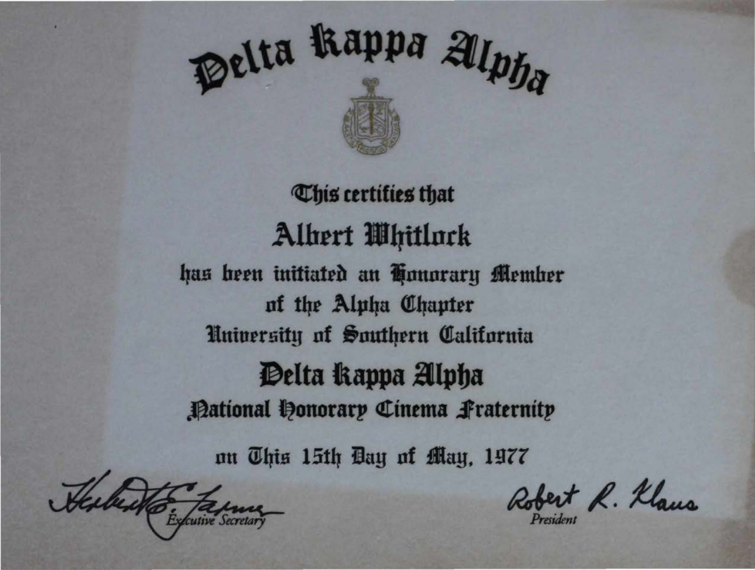# Delta Kappa Alpha

This certifies that

## Albert Whitlock

has been initiated an Honorary Member
of the Alpha Chapter
University of Southern California

## Delta Kappa Alpha

National Honorary Cinema Fraternity

on This 15th Day of May, 1977

Herbert E. Farmer
Executive Secretary

Robert R. Klaus
President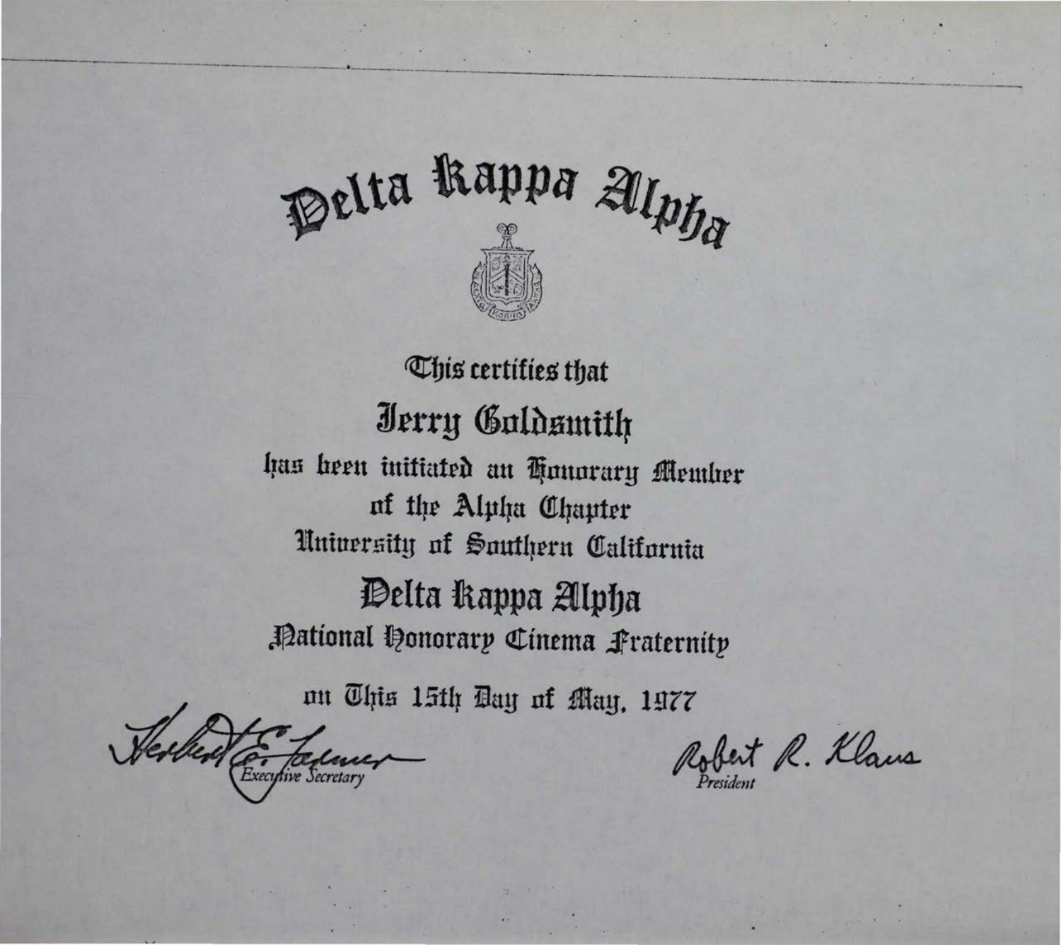# Delta Kappa Alpha

This certifies that

## Jerry Goldsmith

has been initiated an Honorary Member
of the Alpha Chapter
University of Southern California

## Delta Kappa Alpha

National Honorary Cinema Fraternity

on This 15th Day of May, 1977

Herbert E. Farmer
Executive Secretary

Robert R. Klaus
President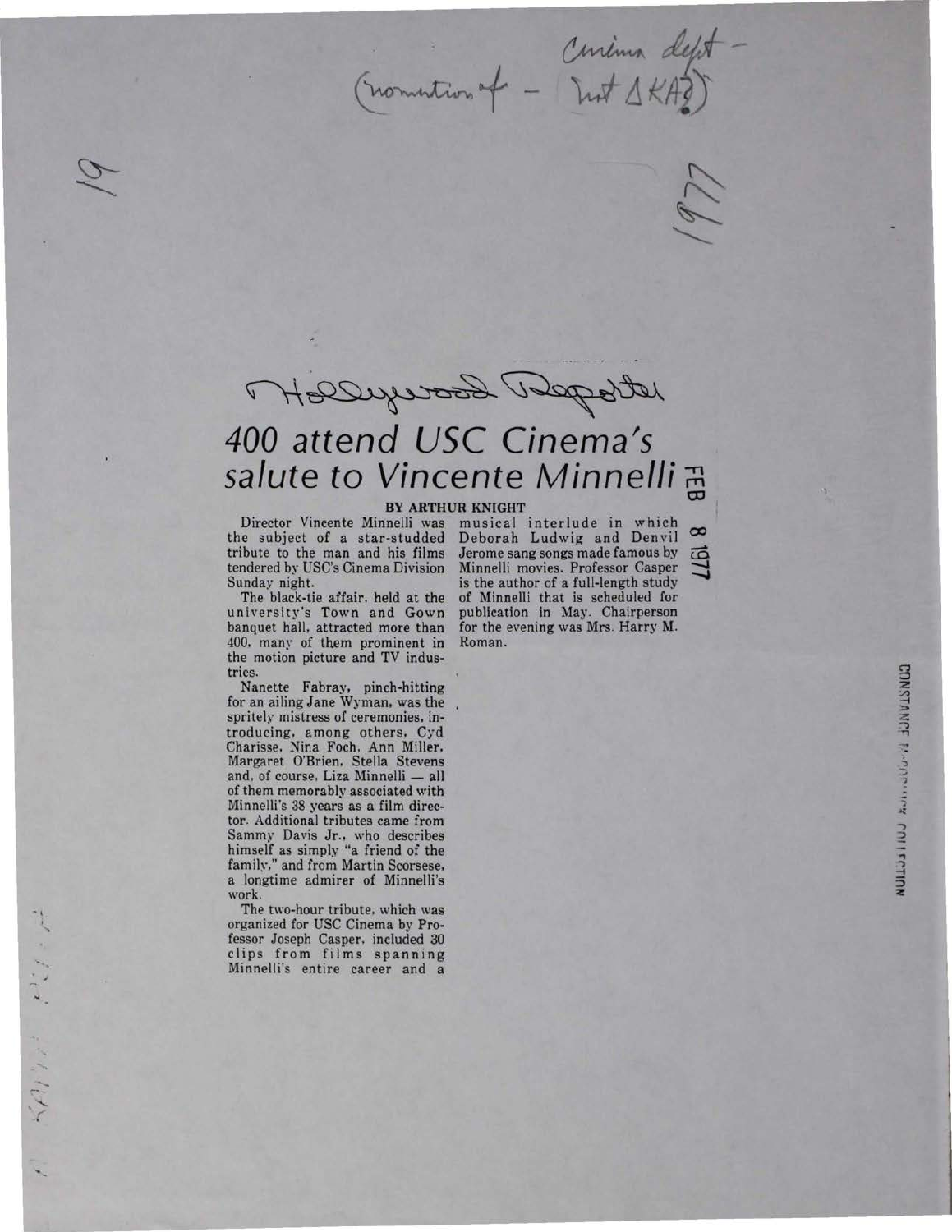Cinema dept - (nomination of - not ΔKA?)

1977

Hollywood Reporter

# 400 attend USC Cinema's salute to Vincente Minnelli

FEB 8 1977

**BY ARTHUR KNIGHT**

Director Vincente Minnelli was the subject of a star-studded tribute to the man and his films tendered by USC's Cinema Division Sunday night.

The black-tie affair, held at the university's Town and Gown banquet hall, attracted more than 400, many of them prominent in the motion picture and TV industries.

Nanette Fabray, pinch-hitting for an ailing Jane Wyman, was the spritely mistress of ceremonies, introducing, among others, Cyd Charisse, Nina Foch, Ann Miller, Margaret O'Brien, Stella Stevens and, of course, Liza Minnelli — all of them memorably associated with Minnelli's 38 years as a film director. Additional tributes came from Sammy Davis Jr., who describes himself as simply "a friend of the family," and from Martin Scorsese, a longtime admirer of Minnelli's work.

The two-hour tribute, which was organized for USC Cinema by Professor Joseph Casper, included 30 clips from films spanning Minnelli's entire career and a musical interlude in which Deborah Ludwig and Denvil Jerome sang songs made famous by Minnelli movies. Professor Casper is the author of a full-length study of Minnelli that is scheduled for publication in May. Chairperson for the evening was Mrs. Harry M. Roman.

CONSTANCE McCORMICK COLLECTION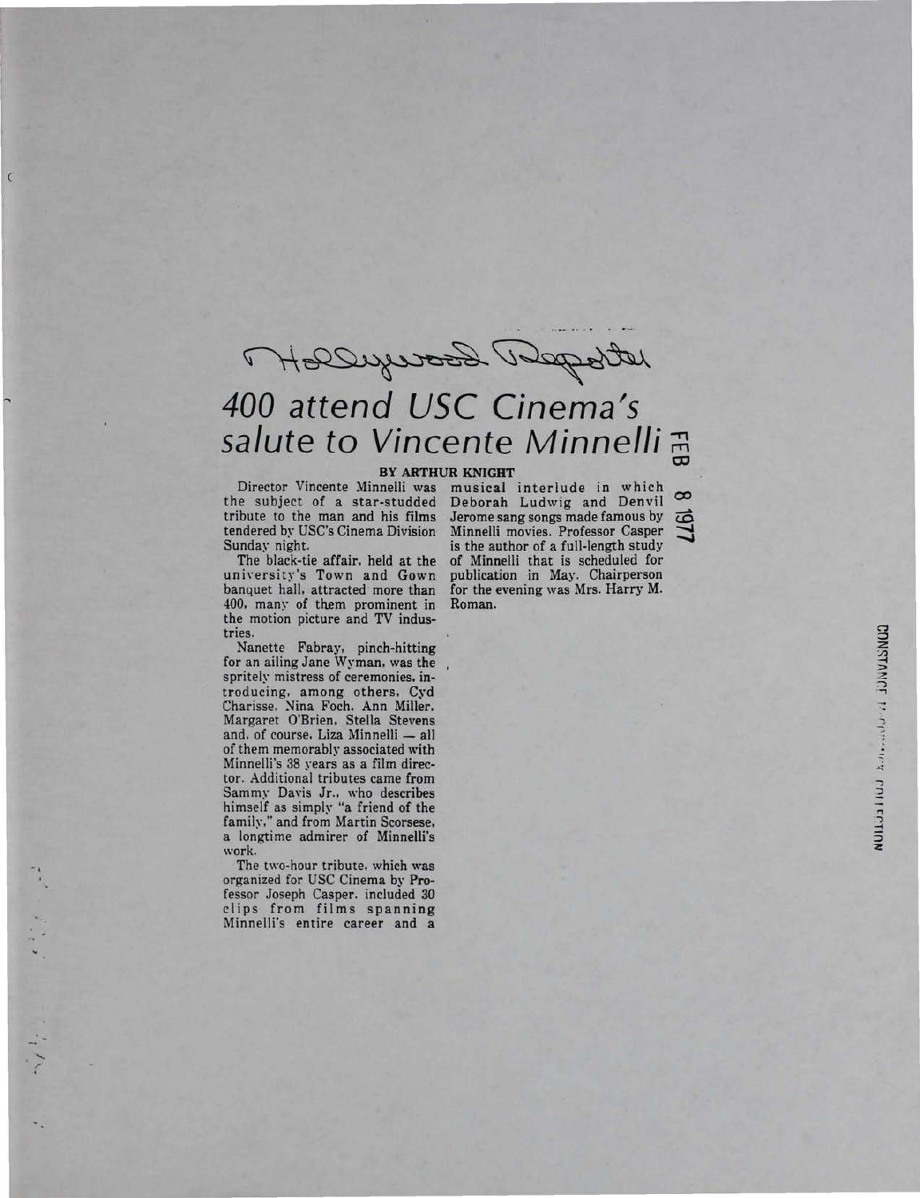Hollywood Reporter

# 400 attend USC Cinema's salute to Vincente Minnelli

FEB 8 1977

**BY ARTHUR KNIGHT**

Director Vincente Minnelli was the subject of a star-studded tribute to the man and his films tendered by USC's Cinema Division Sunday night.

The black-tie affair, held at the university's Town and Gown banquet hall, attracted more than 400, many of them prominent in the motion picture and TV industries.

Nanette Fabray, pinch-hitting for an ailing Jane Wyman, was the spritely mistress of ceremonies, introducing, among others, Cyd Charisse, Nina Foch, Ann Miller, Margaret O'Brien, Stella Stevens and, of course, Liza Minnelli — all of them memorably associated with Minnelli's 38 years as a film director. Additional tributes came from Sammy Davis Jr., who describes himself as simply "a friend of the family," and from Martin Scorsese, a longtime admirer of Minnelli's work.

The two-hour tribute, which was organized for USC Cinema by Professor Joseph Casper, included 30 clips from films spanning Minnelli's entire career and a musical interlude in which Deborah Ludwig and Denvil Jerome sang songs made famous by Minnelli movies. Professor Casper is the author of a full-length study of Minnelli that is scheduled for publication in May. Chairperson for the evening was Mrs. Harry M. Roman.

CONSTANCE MCCORMICK COLLECTION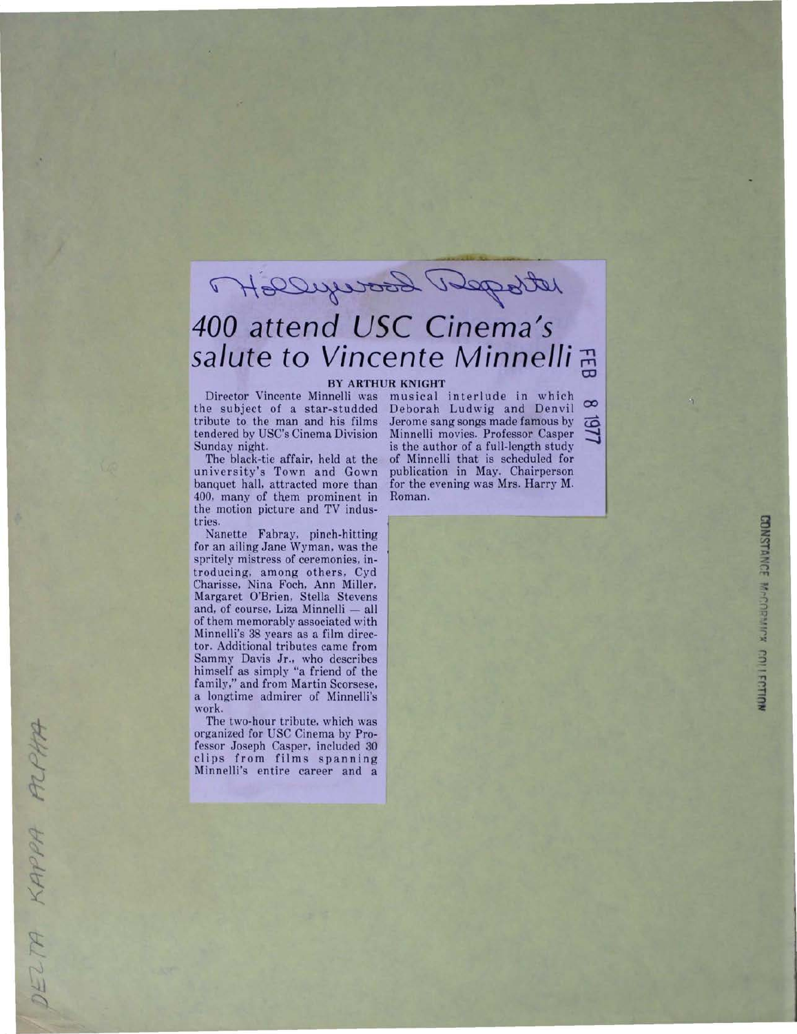Hollywood Reporter

# 400 attend USC Cinema's salute to Vincente Minnelli

FEB 8 1977

BY ARTHUR KNIGHT

Director Vincente Minnelli was the subject of a star-studded tribute to the man and his films tendered by USC's Cinema Division Sunday night.

The black-tie affair, held at the university's Town and Gown banquet hall, attracted more than 400, many of them prominent in the motion picture and TV industries.

Nanette Fabray, pinch-hitting for an ailing Jane Wyman, was the spritely mistress of ceremonies, introducing, among others, Cyd Charisse, Nina Foch, Ann Miller, Margaret O'Brien, Stella Stevens and, of course, Liza Minnelli — all of them memorably associated with Minnelli's 38 years as a film director. Additional tributes came from Sammy Davis Jr., who describes himself as simply "a friend of the family," and from Martin Scorsese, a longtime admirer of Minnelli's work.

The two-hour tribute, which was organized for USC Cinema by Professor Joseph Casper, included 30 clips from films spanning Minnelli's entire career and a musical interlude in which Deborah Ludwig and Denvil Jerome sang songs made famous by Minnelli movies. Professor Casper is the author of a full-length study of Minnelli that is scheduled for publication in May. Chairperson for the evening was Mrs. Harry M. Roman.

DELTA KAPPA ALPHA

CONSTANCE McCORMICK COLLECTION